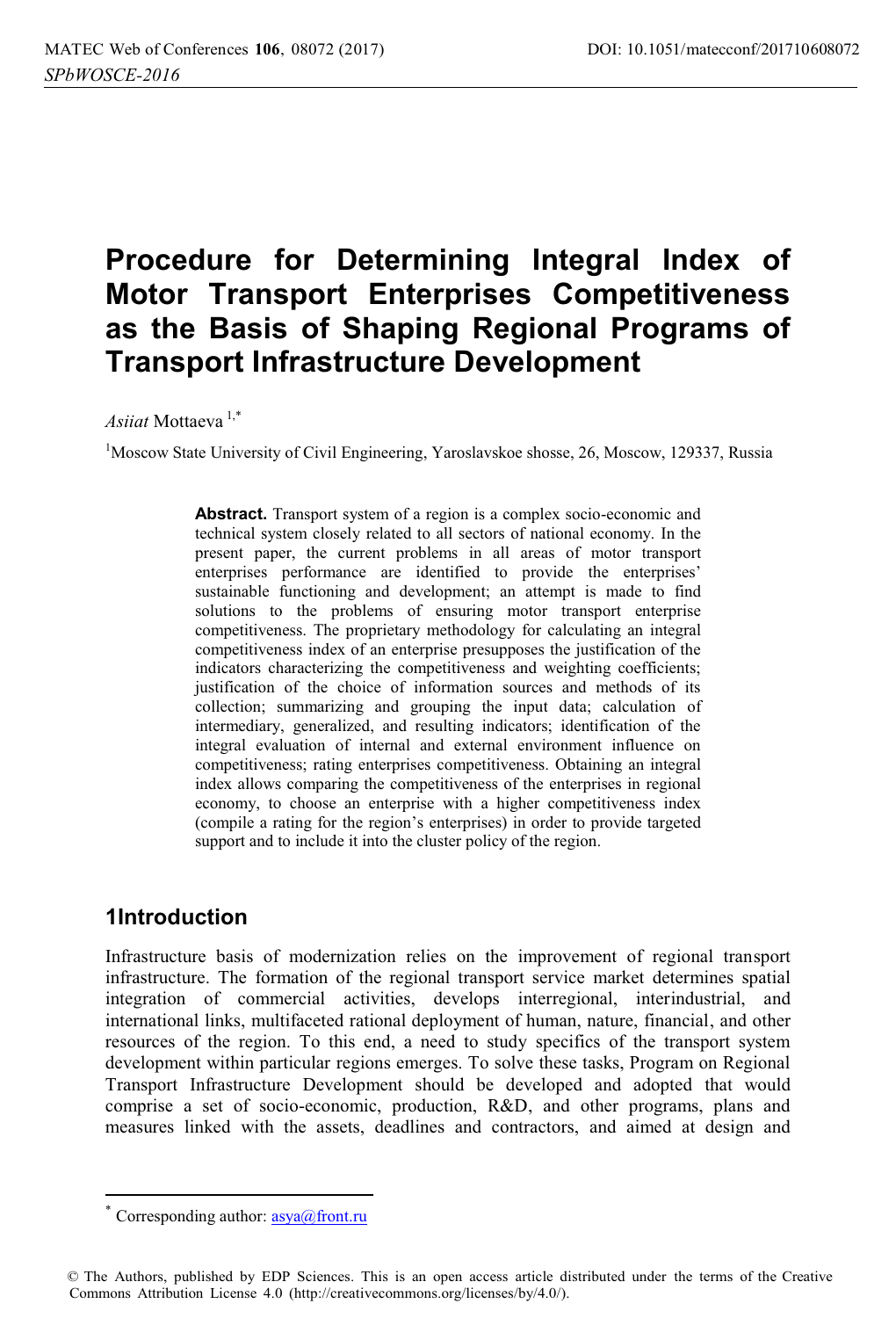# Procedure for Determining Integral Index of Motor Transport Enterprises Competitiveness as the Basis of Shaping Regional Programs of Transport Infrastructure Development

*Asiiat* Mottaeva [1,*]

[1]Moscow State University of Civil Engineering, Yaroslavskoe shosse, 26, Moscow, 129337, Russia

**Abstract.** Transport system of a region is a complex socio-economic and technical system closely related to all sectors of national economy. In the present paper, the current problems in all areas of motor transport enterprises performance are identified to provide the enterprises' sustainable functioning and development; an attempt is made to find solutions to the problems of ensuring motor transport enterprise competitiveness. The proprietary methodology for calculating an integral competitiveness index of an enterprise presupposes the justification of the indicators characterizing the competitiveness and weighting coefficients; justification of the choice of information sources and methods of its collection; summarizing and grouping the input data; calculation of intermediary, generalized, and resulting indicators; identification of the integral evaluation of internal and external environment influence on competitiveness; rating enterprises competitiveness. Obtaining an integral index allows comparing the competitiveness of the enterprises in regional economy, to choose an enterprise with a higher competitiveness index (compile a rating for the region's enterprises) in order to provide targeted support and to include it into the cluster policy of the region.

## 1Introduction

Infrastructure basis of modernization relies on the improvement of regional transport infrastructure. The formation of the regional transport service market determines spatial integration of commercial activities, develops interregional, interindustrial, and international links, multifaceted rational deployment of human, nature, financial, and other resources of the region. To this end, a need to study specifics of the transport system development within particular regions emerges. To solve these tasks, Program on Regional Transport Infrastructure Development should be developed and adopted that would comprise a set of socio-economic, production, R&D, and other programs, plans and measures linked with the assets, deadlines and contractors, and aimed at design and

[*] Corresponding author: asya@front.ru

© The Authors, published by EDP Sciences. This is an open access article distributed under the terms of the Creative Commons Attribution License 4.0 (http://creativecommons.org/licenses/by/4.0/).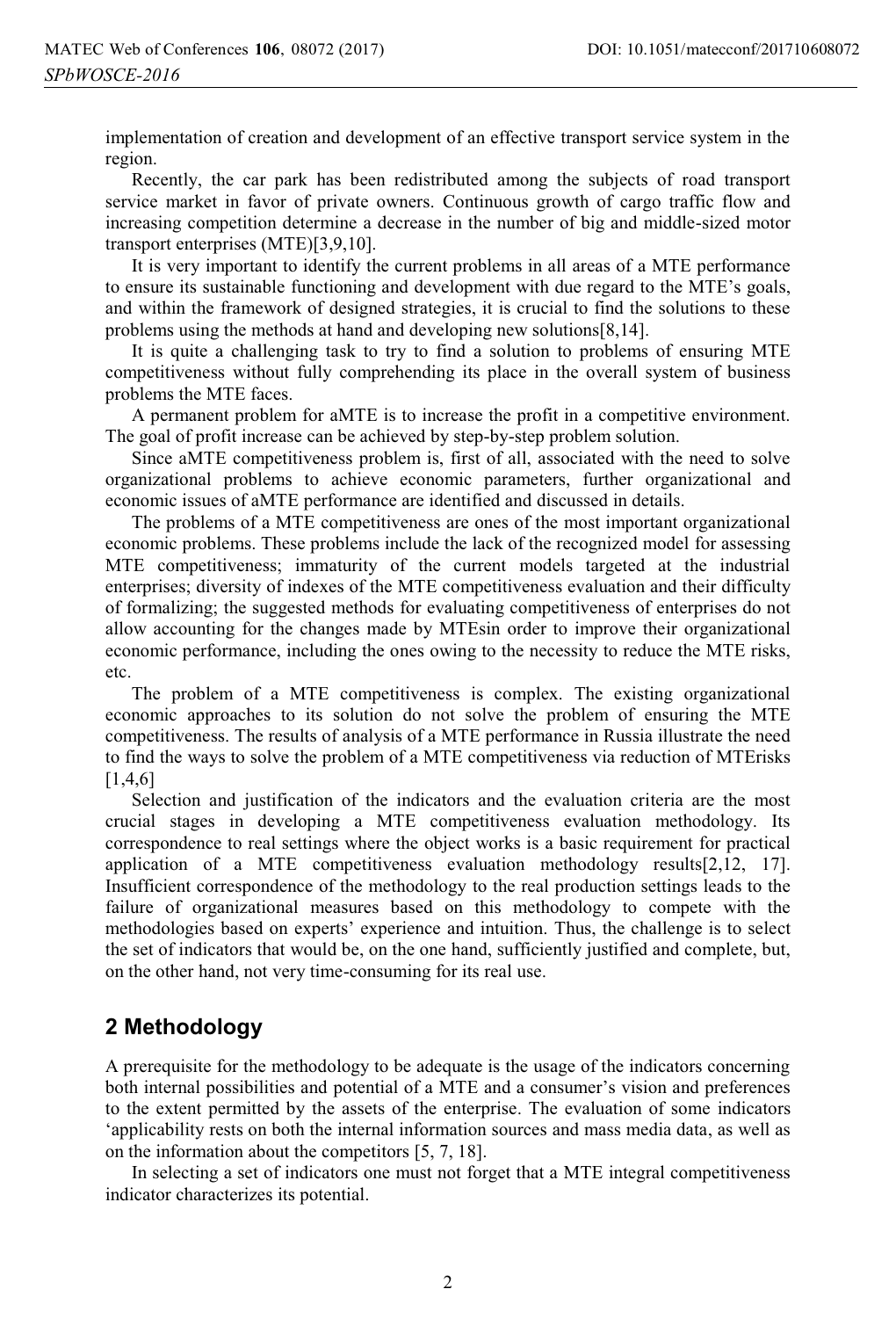implementation of creation and development of an effective transport service system in the region.

Recently, the car park has been redistributed among the subjects of road transport service market in favor of private owners. Continuous growth of cargo traffic flow and increasing competition determine a decrease in the number of big and middle-sized motor transport enterprises (MTE)[3,9,10].

It is very important to identify the current problems in all areas of a MTE performance to ensure its sustainable functioning and development with due regard to the MTE's goals, and within the framework of designed strategies, it is crucial to find the solutions to these problems using the methods at hand and developing new solutions[8,14].

It is quite a challenging task to try to find a solution to problems of ensuring MTE competitiveness without fully comprehending its place in the overall system of business problems the MTE faces.

A permanent problem for aMTE is to increase the profit in a competitive environment. The goal of profit increase can be achieved by step-by-step problem solution.

Since aMTE competitiveness problem is, first of all, associated with the need to solve organizational problems to achieve economic parameters, further organizational and economic issues of aMTE performance are identified and discussed in details.

The problems of a MTE competitiveness are ones of the most important organizational economic problems. These problems include the lack of the recognized model for assessing MTE competitiveness; immaturity of the current models targeted at the industrial enterprises; diversity of indexes of the MTE competitiveness evaluation and their difficulty of formalizing; the suggested methods for evaluating competitiveness of enterprises do not allow accounting for the changes made by MTEsin order to improve their organizational economic performance, including the ones owing to the necessity to reduce the MTE risks, etc.

The problem of a MTE competitiveness is complex. The existing organizational economic approaches to its solution do not solve the problem of ensuring the MTE competitiveness. The results of analysis of a MTE performance in Russia illustrate the need to find the ways to solve the problem of a MTE competitiveness via reduction of MTErisks [1,4,6]

Selection and justification of the indicators and the evaluation criteria are the most crucial stages in developing a MTE competitiveness evaluation methodology. Its correspondence to real settings where the object works is a basic requirement for practical application of a MTE competitiveness evaluation methodology results[2,12, 17]. Insufficient correspondence of the methodology to the real production settings leads to the failure of organizational measures based on this methodology to compete with the methodologies based on experts' experience and intuition. Thus, the challenge is to select the set of indicators that would be, on the one hand, sufficiently justified and complete, but, on the other hand, not very time-consuming for its real use.

## 2 Methodology

A prerequisite for the methodology to be adequate is the usage of the indicators concerning both internal possibilities and potential of a MTE and a consumer's vision and preferences to the extent permitted by the assets of the enterprise. The evaluation of some indicators 'applicability rests on both the internal information sources and mass media data, as well as on the information about the competitors [5, 7, 18].

In selecting a set of indicators one must not forget that a MTE integral competitiveness indicator characterizes its potential.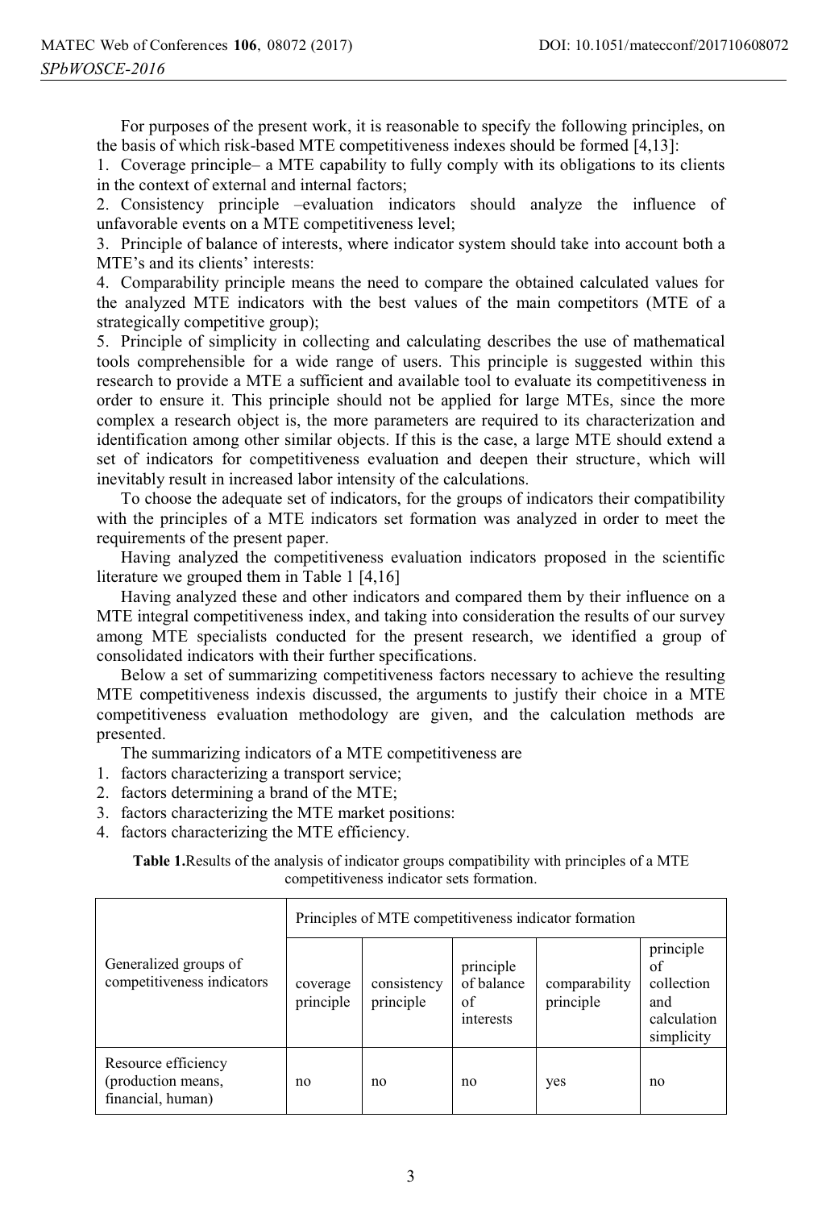For purposes of the present work, it is reasonable to specify the following principles, on the basis of which risk-based MTE competitiveness indexes should be formed [4,13]:

1. Coverage principle– a MTE capability to fully comply with its obligations to its clients in the context of external and internal factors;
2. Consistency principle –evaluation indicators should analyze the influence of unfavorable events on a MTE competitiveness level;
3. Principle of balance of interests, where indicator system should take into account both a MTE's and its clients' interests:
4. Comparability principle means the need to compare the obtained calculated values for the analyzed MTE indicators with the best values of the main competitors (MTE of a strategically competitive group);
5. Principle of simplicity in collecting and calculating describes the use of mathematical tools comprehensible for a wide range of users. This principle is suggested within this research to provide a MTE a sufficient and available tool to evaluate its competitiveness in order to ensure it. This principle should not be applied for large MTEs, since the more complex a research object is, the more parameters are required to its characterization and identification among other similar objects. If this is the case, a large MTE should extend a set of indicators for competitiveness evaluation and deepen their structure, which will inevitably result in increased labor intensity of the calculations.

To choose the adequate set of indicators, for the groups of indicators their compatibility with the principles of a MTE indicators set formation was analyzed in order to meet the requirements of the present paper.

Having analyzed the competitiveness evaluation indicators proposed in the scientific literature we grouped them in Table 1 [4,16]

Having analyzed these and other indicators and compared them by their influence on a MTE integral competitiveness index, and taking into consideration the results of our survey among MTE specialists conducted for the present research, we identified a group of consolidated indicators with their further specifications.

Below a set of summarizing competitiveness factors necessary to achieve the resulting MTE competitiveness indexis discussed, the arguments to justify their choice in a MTE competitiveness evaluation methodology are given, and the calculation methods are presented.

The summarizing indicators of a MTE competitiveness are

1. factors characterizing a transport service;
2. factors determining a brand of the MTE;
3. factors characterizing the MTE market positions:
4. factors characterizing the MTE efficiency.

**Table 1.** Results of the analysis of indicator groups compatibility with principles of a MTE competitiveness indicator sets formation.

| Generalized groups of competitiveness indicators | Principles of MTE competitiveness indicator formation | | | | |
|---|---|---|---|---|---|
| | coverage principle | consistency principle | principle of balance of interests | comparability principle | principle of collection and calculation simplicity |
| Resource efficiency (production means, financial, human) | no | no | no | yes | no |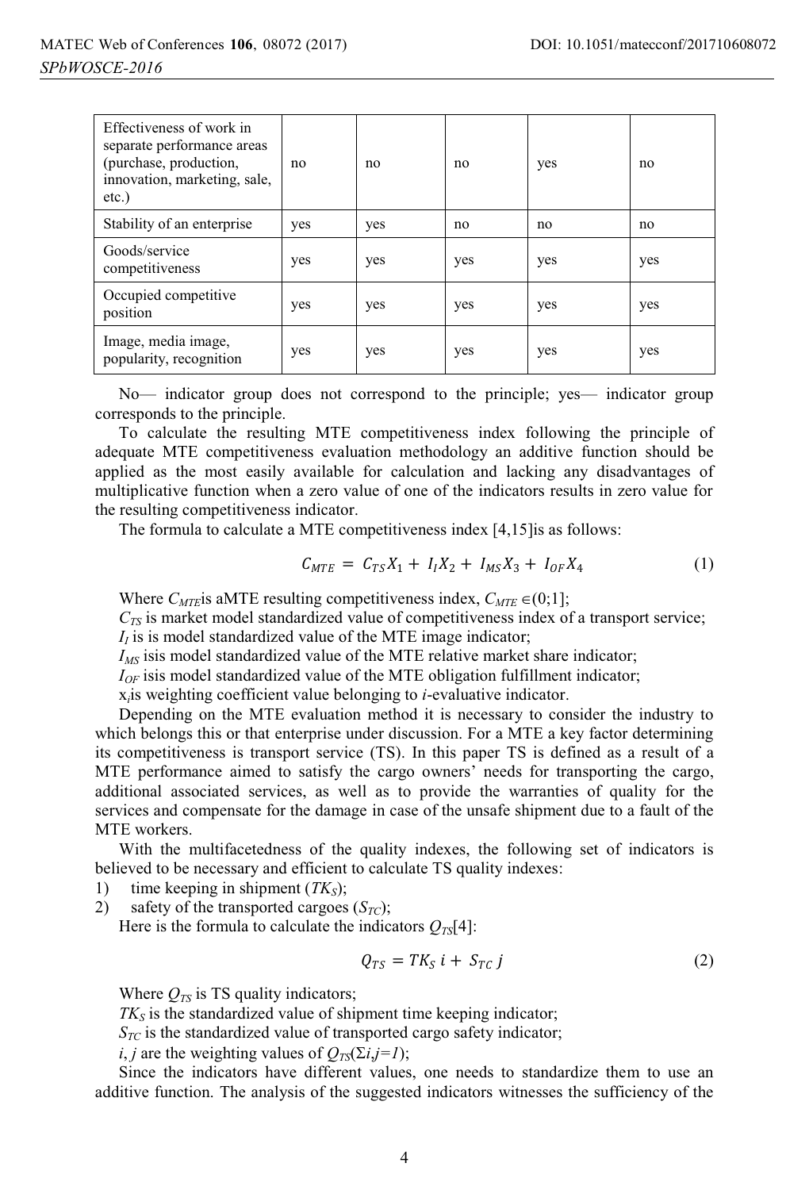| | | | | | |
|---|---|---|---|---|---|
| Effectiveness of work in separate performance areas (purchase, production, innovation, marketing, sale, etc.) | no | no | no | yes | no |
| Stability of an enterprise | yes | yes | no | no | no |
| Goods/service competitiveness | yes | yes | yes | yes | yes |
| Occupied competitive position | yes | yes | yes | yes | yes |
| Image, media image, popularity, recognition | yes | yes | yes | yes | yes |

No— indicator group does not correspond to the principle; yes— indicator group corresponds to the principle.

To calculate the resulting MTE competitiveness index following the principle of adequate MTE competitiveness evaluation methodology an additive function should be applied as the most easily available for calculation and lacking any disadvantages of multiplicative function when a zero value of one of the indicators results in zero value for the resulting competitiveness indicator.

The formula to calculate a MTE competitiveness index [4,15]is as follows:

$$C_{MTE} = C_{TS}X_1 + I_I X_2 + I_{MS} X_3 + I_{OF} X_4 \tag{1}$$

Where $C_{MTE}$is aMTE resulting competitiveness index, $C_{MTE} \in (0;1]$;

$C_{TS}$ is market model standardized value of competitiveness index of a transport service;

$I_I$ is is model standardized value of the MTE image indicator;

$I_{MS}$ isis model standardized value of the MTE relative market share indicator;

$I_{OF}$ isis model standardized value of the MTE obligation fulfillment indicator;

$x_i$is weighting coefficient value belonging to *i*-evaluative indicator.

Depending on the MTE evaluation method it is necessary to consider the industry to which belongs this or that enterprise under discussion. For a MTE a key factor determining its competitiveness is transport service (TS). In this paper TS is defined as a result of a MTE performance aimed to satisfy the cargo owners' needs for transporting the cargo, additional associated services, as well as to provide the warranties of quality for the services and compensate for the damage in case of the unsafe shipment due to a fault of the MTE workers.

With the multifacetedness of the quality indexes, the following set of indicators is believed to be necessary and efficient to calculate TS quality indexes:

1) time keeping in shipment ($TK_S$);
2) safety of the transported cargoes ($S_{TC}$);

Here is the formula to calculate the indicators $Q_{TS}$[4]:

$$Q_{TS} = TK_S\, i + S_{TC}\, j \tag{2}$$

Where $Q_{TS}$ is TS quality indicators;

$TK_S$ is the standardized value of shipment time keeping indicator;

$S_{TC}$ is the standardized value of transported cargo safety indicator;

$i, j$ are the weighting values of $Q_{TS}$($\Sigma i,j=1$);

Since the indicators have different values, one needs to standardize them to use an additive function. The analysis of the suggested indicators witnesses the sufficiency of the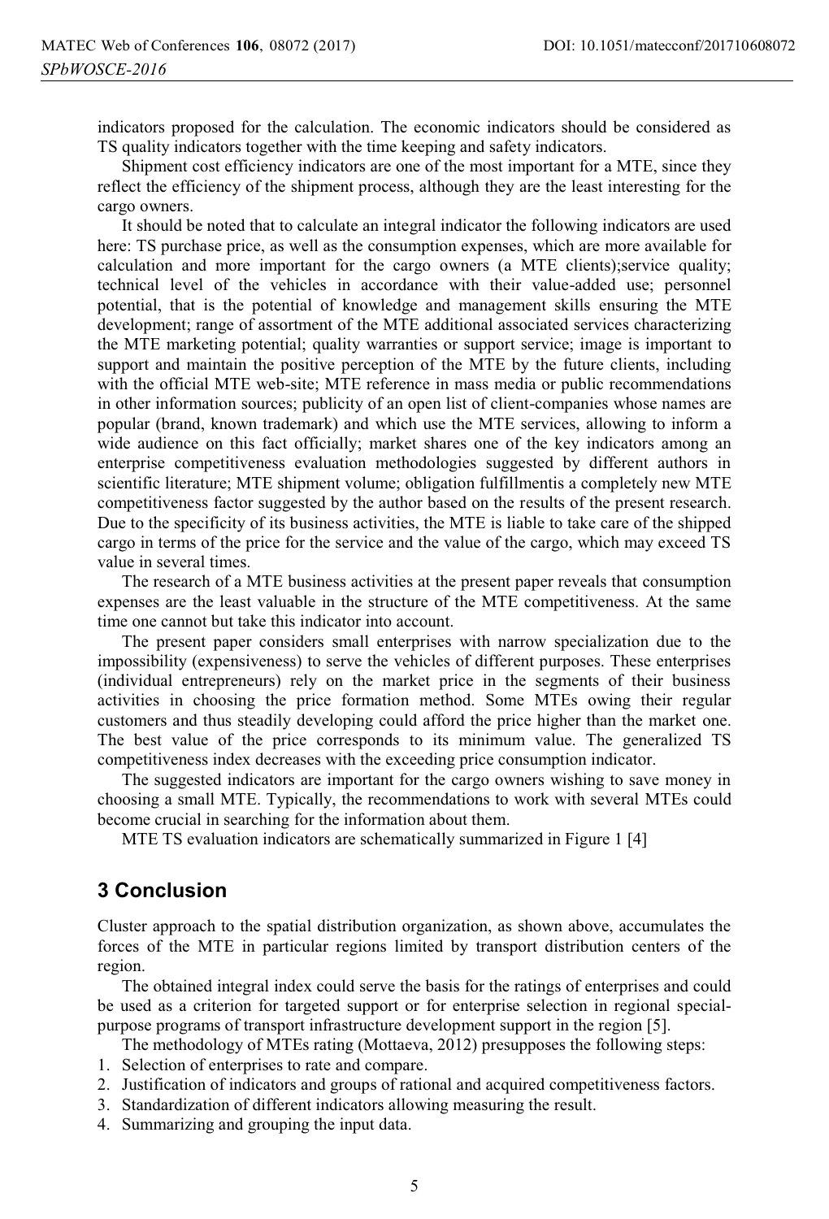indicators proposed for the calculation. The economic indicators should be considered as TS quality indicators together with the time keeping and safety indicators.

Shipment cost efficiency indicators are one of the most important for a MTE, since they reflect the efficiency of the shipment process, although they are the least interesting for the cargo owners.

It should be noted that to calculate an integral indicator the following indicators are used here: TS purchase price, as well as the consumption expenses, which are more available for calculation and more important for the cargo owners (a MTE clients);service quality; technical level of the vehicles in accordance with their value-added use; personnel potential, that is the potential of knowledge and management skills ensuring the MTE development; range of assortment of the MTE additional associated services characterizing the MTE marketing potential; quality warranties or support service; image is important to support and maintain the positive perception of the MTE by the future clients, including with the official MTE web-site; MTE reference in mass media or public recommendations in other information sources; publicity of an open list of client-companies whose names are popular (brand, known trademark) and which use the MTE services, allowing to inform a wide audience on this fact officially; market shares one of the key indicators among an enterprise competitiveness evaluation methodologies suggested by different authors in scientific literature; MTE shipment volume; obligation fulfillmentis a completely new MTE competitiveness factor suggested by the author based on the results of the present research. Due to the specificity of its business activities, the MTE is liable to take care of the shipped cargo in terms of the price for the service and the value of the cargo, which may exceed TS value in several times.

The research of a MTE business activities at the present paper reveals that consumption expenses are the least valuable in the structure of the MTE competitiveness. At the same time one cannot but take this indicator into account.

The present paper considers small enterprises with narrow specialization due to the impossibility (expensiveness) to serve the vehicles of different purposes. These enterprises (individual entrepreneurs) rely on the market price in the segments of their business activities in choosing the price formation method. Some MTEs owing their regular customers and thus steadily developing could afford the price higher than the market one. The best value of the price corresponds to its minimum value. The generalized TS competitiveness index decreases with the exceeding price consumption indicator.

The suggested indicators are important for the cargo owners wishing to save money in choosing a small MTE. Typically, the recommendations to work with several MTEs could become crucial in searching for the information about them.

MTE TS evaluation indicators are schematically summarized in Figure 1 [4]

## 3 Conclusion

Cluster approach to the spatial distribution organization, as shown above, accumulates the forces of the MTE in particular regions limited by transport distribution centers of the region.

The obtained integral index could serve the basis for the ratings of enterprises and could be used as a criterion for targeted support or for enterprise selection in regional special-purpose programs of transport infrastructure development support in the region [5].

The methodology of MTEs rating (Mottaeva, 2012) presupposes the following steps:

1. Selection of enterprises to rate and compare.
2. Justification of indicators and groups of rational and acquired competitiveness factors.
3. Standardization of different indicators allowing measuring the result.
4. Summarizing and grouping the input data.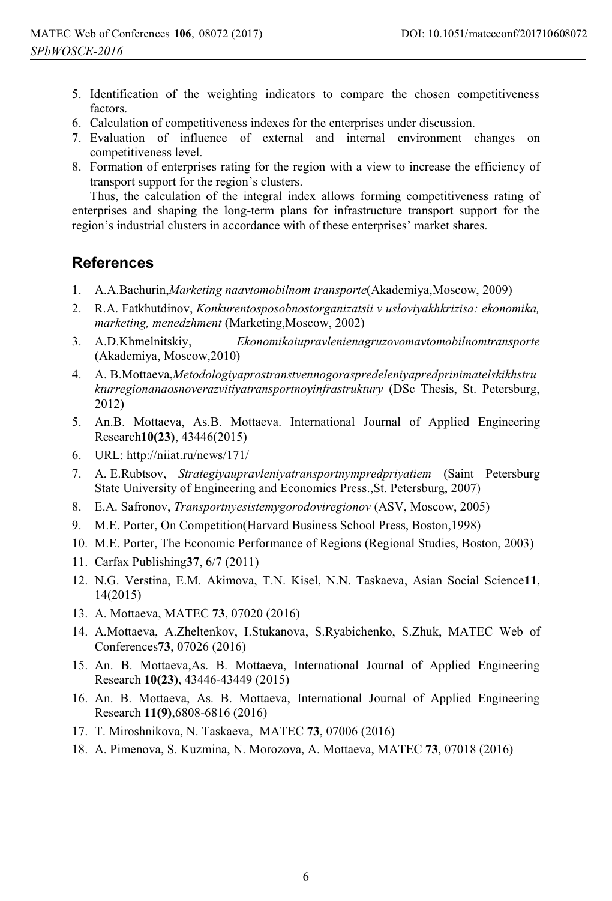5. Identification of the weighting indicators to compare the chosen competitiveness factors.
6. Calculation of competitiveness indexes for the enterprises under discussion.
7. Evaluation of influence of external and internal environment changes on competitiveness level.
8. Formation of enterprises rating for the region with a view to increase the efficiency of transport support for the region's clusters.

Thus, the calculation of the integral index allows forming competitiveness rating of enterprises and shaping the long-term plans for infrastructure transport support for the region's industrial clusters in accordance with of these enterprises' market shares.

## References

1. A.A.Bachurin,*Marketing naavtomobilnom transporte*(Akademiya,Moscow, 2009)
2. R.A. Fatkhutdinov, *Konkurentosposobnostorganizatsii v usloviyakhkrizisa: ekonomika, marketing, menedzhment* (Marketing,Moscow, 2002)
3. A.D.Khmelnitskiy, *Ekonomikaiupravlenienagruzovomavtomobilnomtransporte* (Akademiya, Moscow,2010)
4. A. B.Mottaeva,*Metodologiyaprostranstvennogoraspredeleniyapredprinimatelskikhstrukturregionanaosnoverazvitiyatransportnoyinfrastruktury* (DSc Thesis, St. Petersburg, 2012)
5. An.B. Mottaeva, As.B. Mottaeva. International Journal of Applied Engineering Research**10(23)**, 43446(2015)
6. URL: http://niiat.ru/news/171/
7. A. E.Rubtsov, *Strategiyaupravleniyatransportnympredpriyatiem* (Saint Petersburg State University of Engineering and Economics Press.,St. Petersburg, 2007)
8. E.A. Safronov, *Transportnyesistemygorodoviregionov* (ASV, Moscow, 2005)
9. M.E. Porter, On Competition(Harvard Business School Press, Boston,1998)
10. M.E. Porter, The Economic Performance of Regions (Regional Studies, Boston, 2003)
11. Carfax Publishing**37**, 6/7 (2011)
12. N.G. Verstina, E.M. Akimova, T.N. Kisel, N.N. Taskaeva, Asian Social Science**11**, 14(2015)
13. A. Mottaeva, MATEC **73**, 07020 (2016)
14. A.Mottaeva, A.Zheltenkov, I.Stukanova, S.Ryabichenko, S.Zhuk, MATEC Web of Conferences**73**, 07026 (2016)
15. An. B. Mottaeva,As. B. Mottaeva, International Journal of Applied Engineering Research **10(23)**, 43446-43449 (2015)
16. An. B. Mottaeva, As. B. Mottaeva, International Journal of Applied Engineering Research **11(9)**,6808-6816 (2016)
17. T. Miroshnikova, N. Taskaeva, MATEC **73**, 07006 (2016)
18. A. Pimenova, S. Kuzmina, N. Morozova, A. Mottaeva, MATEC **73**, 07018 (2016)